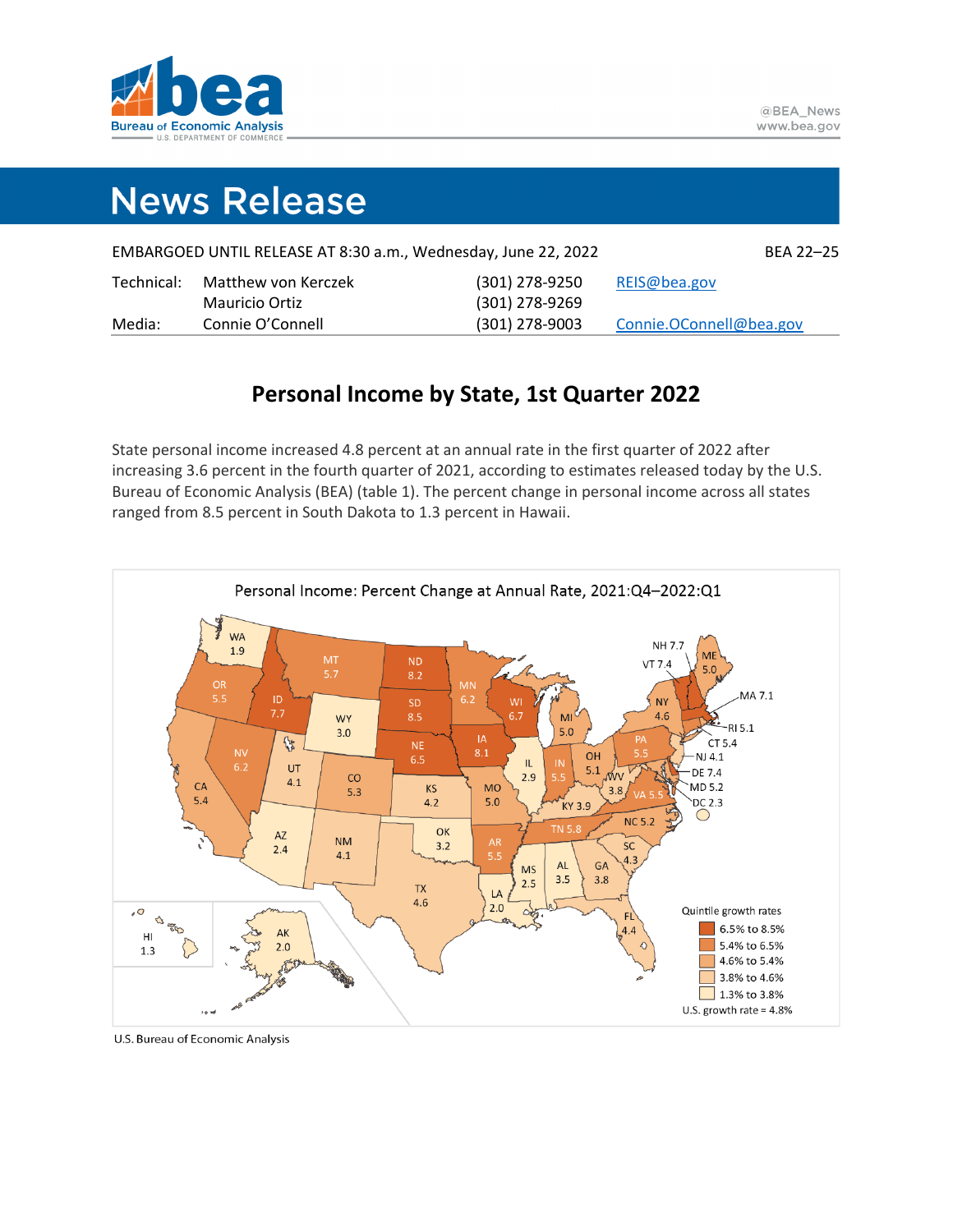**Bureau of Economic Analysis**
U.S. DEPARTMENT OF COMMERCE

@BEA_News
www.bea.gov

# News Release

EMBARGOED UNTIL RELEASE AT 8:30 a.m., Wednesday, June 22, 2022 | BEA 22–25

| | | | |
|---|---|---|---|
| Technical: | Matthew von Kerczek | (301) 278-9250 | REIS@bea.gov |
| | Mauricio Ortiz | (301) 278-9269 | |
| Media: | Connie O'Connell | (301) 278-9003 | Connie.OConnell@bea.gov |

## Personal Income by State, 1st Quarter 2022

State personal income increased 4.8 percent at an annual rate in the first quarter of 2022 after increasing 3.6 percent in the fourth quarter of 2021, according to estimates released today by the U.S. Bureau of Economic Analysis (BEA) (table 1). The percent change in personal income across all states ranged from 8.5 percent in South Dakota to 1.3 percent in Hawaii.

Personal Income: Percent Change at Annual Rate, 2021:Q4–2022:Q1

| State | Percent change |
|---|---|
| WA | 1.9 |
| OR | 5.5 |
| CA | 5.4 |
| ID | 7.7 |
| NV | 6.2 |
| MT | 5.7 |
| WY | 3.0 |
| UT | 4.1 |
| AZ | 2.4 |
| CO | 5.3 |
| NM | 4.1 |
| ND | 8.2 |
| SD | 8.5 |
| NE | 6.5 |
| KS | 4.2 |
| OK | 3.2 |
| TX | 4.6 |
| MN | 6.2 |
| IA | 8.1 |
| MO | 5.0 |
| AR | 5.5 |
| LA | 2.0 |
| WI | 6.7 |
| IL | 2.9 |
| MS | 2.5 |
| MI | 5.0 |
| IN | 5.5 |
| KY | 3.9 |
| TN | 5.8 |
| AL | 3.5 |
| OH | 5.1 |
| WV | 3.8 |
| GA | 3.8 |
| FL | 4.4 |
| SC | 4.3 |
| NC | 5.2 |
| VA | 5.5 |
| PA | 5.5 |
| NY | 4.6 |
| ME | 5.0 |
| NH | 7.7 |
| VT | 7.4 |
| MA | 7.1 |
| RI | 5.1 |
| CT | 5.4 |
| NJ | 4.1 |
| DE | 7.4 |
| MD | 5.2 |
| DC | 2.3 |
| HI | 1.3 |
| AK | 2.0 |

Quintile growth rates
- 6.5% to 8.5%
- 5.4% to 6.5%
- 4.6% to 5.4%
- 3.8% to 4.6%
- 1.3% to 3.8%

U.S. growth rate = 4.8%

U.S. Bureau of Economic Analysis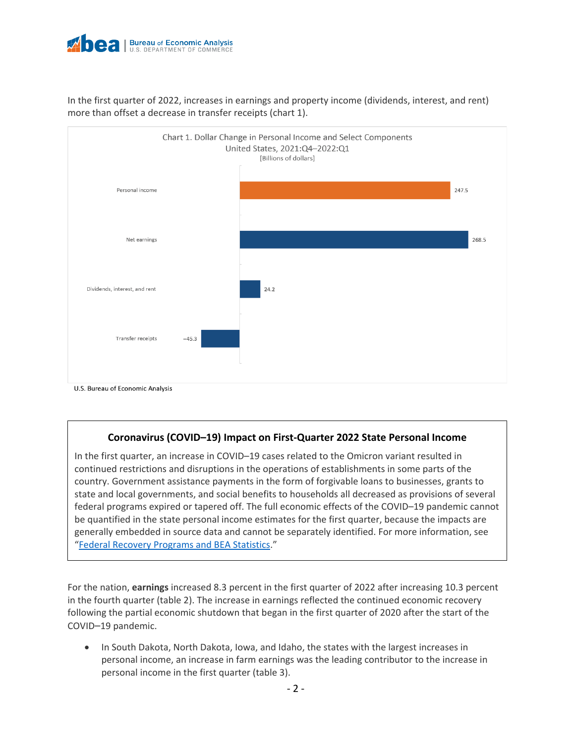In the first quarter of 2022, increases in earnings and property income (dividends, interest, and rent) more than offset a decrease in transfer receipts (chart 1).

Chart 1. Dollar Change in Personal Income and Select Components
United States, 2021:Q4–2022:Q1
[Billions of dollars]

| Component | Dollar change |
| --- | --- |
| Personal income | 247.5 |
| Net earnings | 268.5 |
| Dividends, interest, and rent | 24.2 |
| Transfer receipts | −45.3 |

U.S. Bureau of Economic Analysis

### Coronavirus (COVID–19) Impact on First-Quarter 2022 State Personal Income

In the first quarter, an increase in COVID–19 cases related to the Omicron variant resulted in continued restrictions and disruptions in the operations of establishments in some parts of the country. Government assistance payments in the form of forgivable loans to businesses, grants to state and local governments, and social benefits to households all decreased as provisions of several federal programs expired or tapered off. The full economic effects of the COVID–19 pandemic cannot be quantified in the state personal income estimates for the first quarter, because the impacts are generally embedded in source data and cannot be separately identified. For more information, see "Federal Recovery Programs and BEA Statistics."

For the nation, **earnings** increased 8.3 percent in the first quarter of 2022 after increasing 10.3 percent in the fourth quarter (table 2). The increase in earnings reflected the continued economic recovery following the partial economic shutdown that began in the first quarter of 2020 after the start of the COVID–19 pandemic.

- In South Dakota, North Dakota, Iowa, and Idaho, the states with the largest increases in personal income, an increase in farm earnings was the leading contributor to the increase in personal income in the first quarter (table 3).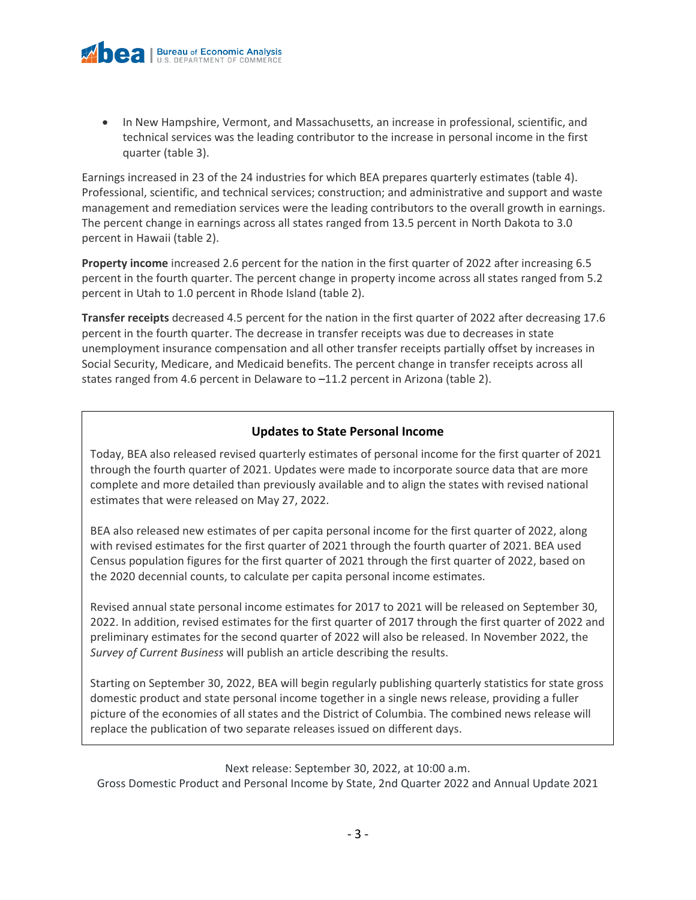- In New Hampshire, Vermont, and Massachusetts, an increase in professional, scientific, and technical services was the leading contributor to the increase in personal income in the first quarter (table 3).

Earnings increased in 23 of the 24 industries for which BEA prepares quarterly estimates (table 4). Professional, scientific, and technical services; construction; and administrative and support and waste management and remediation services were the leading contributors to the overall growth in earnings. The percent change in earnings across all states ranged from 13.5 percent in North Dakota to 3.0 percent in Hawaii (table 2).

**Property income** increased 2.6 percent for the nation in the first quarter of 2022 after increasing 6.5 percent in the fourth quarter. The percent change in property income across all states ranged from 5.2 percent in Utah to 1.0 percent in Rhode Island (table 2).

**Transfer receipts** decreased 4.5 percent for the nation in the first quarter of 2022 after decreasing 17.6 percent in the fourth quarter. The decrease in transfer receipts was due to decreases in state unemployment insurance compensation and all other transfer receipts partially offset by increases in Social Security, Medicare, and Medicaid benefits. The percent change in transfer receipts across all states ranged from 4.6 percent in Delaware to –11.2 percent in Arizona (table 2).

### Updates to State Personal Income

Today, BEA also released revised quarterly estimates of personal income for the first quarter of 2021 through the fourth quarter of 2021. Updates were made to incorporate source data that are more complete and more detailed than previously available and to align the states with revised national estimates that were released on May 27, 2022.

BEA also released new estimates of per capita personal income for the first quarter of 2022, along with revised estimates for the first quarter of 2021 through the fourth quarter of 2021. BEA used Census population figures for the first quarter of 2021 through the first quarter of 2022, based on the 2020 decennial counts, to calculate per capita personal income estimates.

Revised annual state personal income estimates for 2017 to 2021 will be released on September 30, 2022. In addition, revised estimates for the first quarter of 2017 through the first quarter of 2022 and preliminary estimates for the second quarter of 2022 will also be released. In November 2022, the *Survey of Current Business* will publish an article describing the results.

Starting on September 30, 2022, BEA will begin regularly publishing quarterly statistics for state gross domestic product and state personal income together in a single news release, providing a fuller picture of the economies of all states and the District of Columbia. The combined news release will replace the publication of two separate releases issued on different days.

Next release: September 30, 2022, at 10:00 a.m.
Gross Domestic Product and Personal Income by State, 2nd Quarter 2022 and Annual Update 2021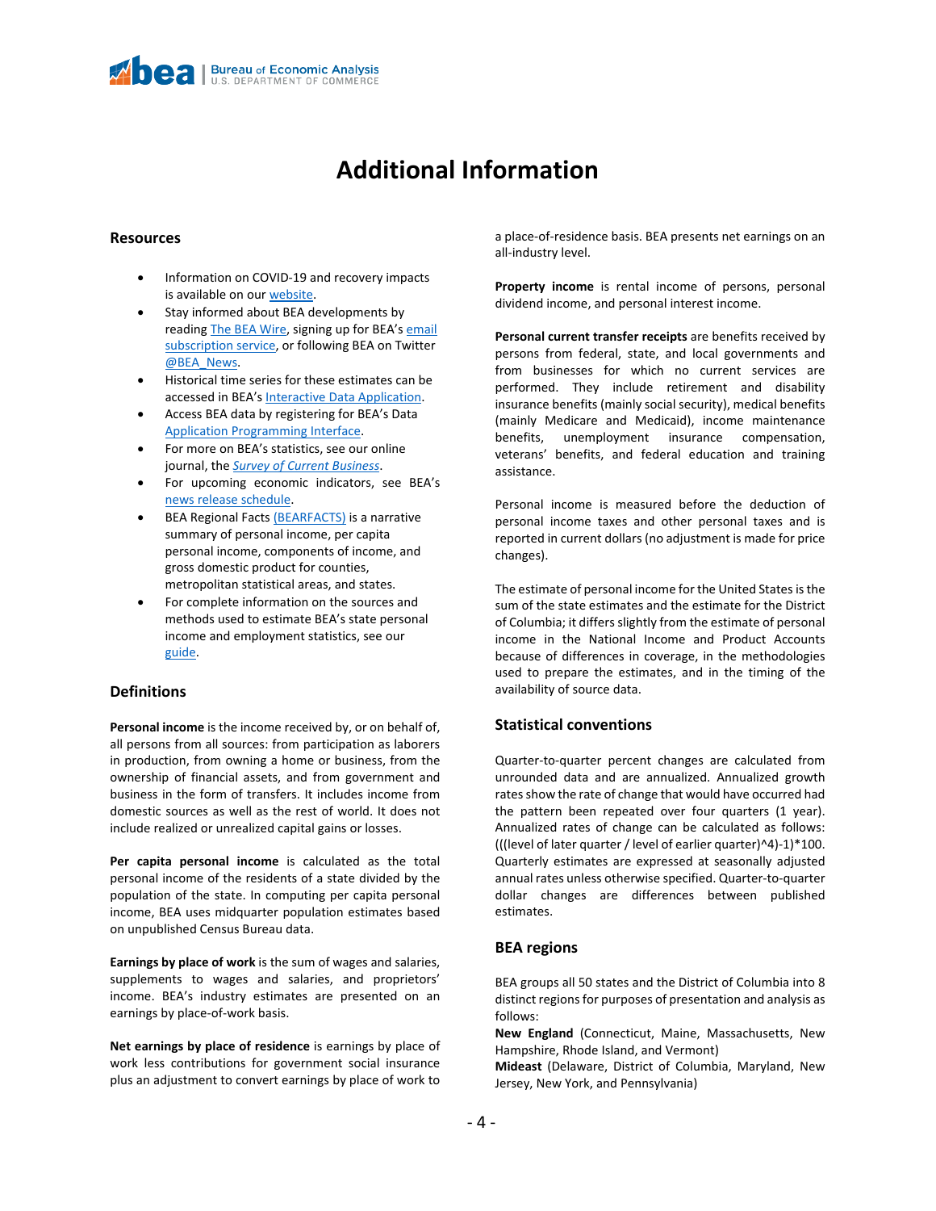# Additional Information

## Resources

- Information on COVID-19 and recovery impacts is available on our website.
- Stay informed about BEA developments by reading The BEA Wire, signing up for BEA's email subscription service, or following BEA on Twitter @BEA_News.
- Historical time series for these estimates can be accessed in BEA's Interactive Data Application.
- Access BEA data by registering for BEA's Data Application Programming Interface.
- For more on BEA's statistics, see our online journal, the *Survey of Current Business*.
- For upcoming economic indicators, see BEA's news release schedule.
- BEA Regional Facts (BEARFACTS) is a narrative summary of personal income, per capita personal income, components of income, and gross domestic product for counties, metropolitan statistical areas, and states.
- For complete information on the sources and methods used to estimate BEA's state personal income and employment statistics, see our guide.

## Definitions

**Personal income** is the income received by, or on behalf of, all persons from all sources: from participation as laborers in production, from owning a home or business, from the ownership of financial assets, and from government and business in the form of transfers. It includes income from domestic sources as well as the rest of world. It does not include realized or unrealized capital gains or losses.

**Per capita personal income** is calculated as the total personal income of the residents of a state divided by the population of the state. In computing per capita personal income, BEA uses midquarter population estimates based on unpublished Census Bureau data.

**Earnings by place of work** is the sum of wages and salaries, supplements to wages and salaries, and proprietors' income. BEA's industry estimates are presented on an earnings by place-of-work basis.

**Net earnings by place of residence** is earnings by place of work less contributions for government social insurance plus an adjustment to convert earnings by place of work to a place-of-residence basis. BEA presents net earnings on an all-industry level.

**Property income** is rental income of persons, personal dividend income, and personal interest income.

**Personal current transfer receipts** are benefits received by persons from federal, state, and local governments and from businesses for which no current services are performed. They include retirement and disability insurance benefits (mainly social security), medical benefits (mainly Medicare and Medicaid), income maintenance benefits, unemployment insurance compensation, veterans' benefits, and federal education and training assistance.

Personal income is measured before the deduction of personal income taxes and other personal taxes and is reported in current dollars (no adjustment is made for price changes).

The estimate of personal income for the United States is the sum of the state estimates and the estimate for the District of Columbia; it differs slightly from the estimate of personal income in the National Income and Product Accounts because of differences in coverage, in the methodologies used to prepare the estimates, and in the timing of the availability of source data.

## Statistical conventions

Quarter-to-quarter percent changes are calculated from unrounded data and are annualized. Annualized growth rates show the rate of change that would have occurred had the pattern been repeated over four quarters (1 year). Annualized rates of change can be calculated as follows: (((level of later quarter / level of earlier quarter)^4)-1)*100. Quarterly estimates are expressed at seasonally adjusted annual rates unless otherwise specified. Quarter-to-quarter dollar changes are differences between published estimates.

## BEA regions

BEA groups all 50 states and the District of Columbia into 8 distinct regions for purposes of presentation and analysis as follows:

**New England** (Connecticut, Maine, Massachusetts, New Hampshire, Rhode Island, and Vermont)

**Mideast** (Delaware, District of Columbia, Maryland, New Jersey, New York, and Pennsylvania)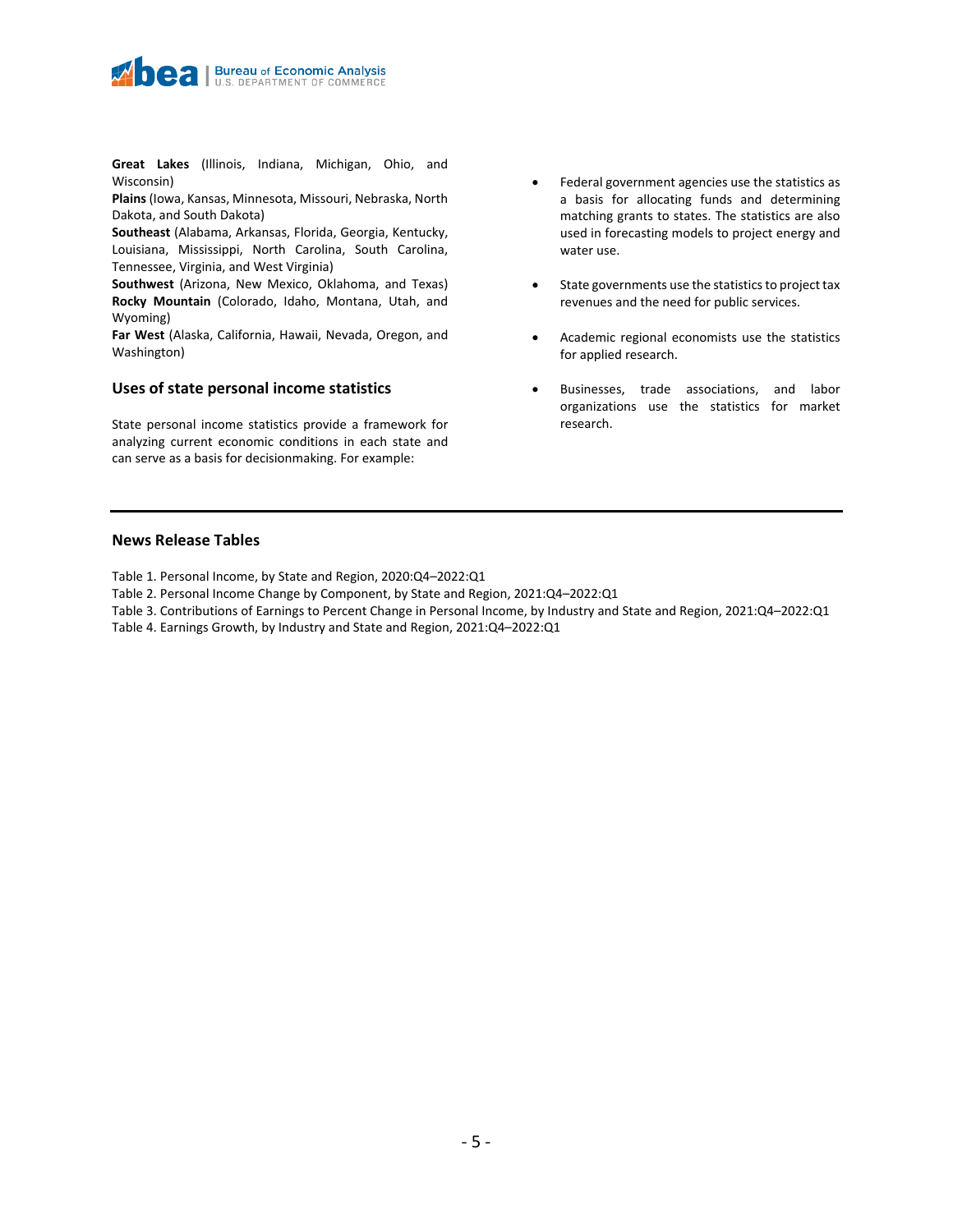**Great Lakes** (Illinois, Indiana, Michigan, Ohio, and Wisconsin)
**Plains** (Iowa, Kansas, Minnesota, Missouri, Nebraska, North Dakota, and South Dakota)
**Southeast** (Alabama, Arkansas, Florida, Georgia, Kentucky, Louisiana, Mississippi, North Carolina, South Carolina, Tennessee, Virginia, and West Virginia)
**Southwest** (Arizona, New Mexico, Oklahoma, and Texas)
**Rocky Mountain** (Colorado, Idaho, Montana, Utah, and Wyoming)
**Far West** (Alaska, California, Hawaii, Nevada, Oregon, and Washington)

### Uses of state personal income statistics

State personal income statistics provide a framework for analyzing current economic conditions in each state and can serve as a basis for decisionmaking. For example:

- Federal government agencies use the statistics as a basis for allocating funds and determining matching grants to states. The statistics are also used in forecasting models to project energy and water use.
- State governments use the statistics to project tax revenues and the need for public services.
- Academic regional economists use the statistics for applied research.
- Businesses, trade associations, and labor organizations use the statistics for market research.

---

### News Release Tables

Table 1. Personal Income, by State and Region, 2020:Q4–2022:Q1
Table 2. Personal Income Change by Component, by State and Region, 2021:Q4–2022:Q1
Table 3. Contributions of Earnings to Percent Change in Personal Income, by Industry and State and Region, 2021:Q4–2022:Q1
Table 4. Earnings Growth, by Industry and State and Region, 2021:Q4–2022:Q1